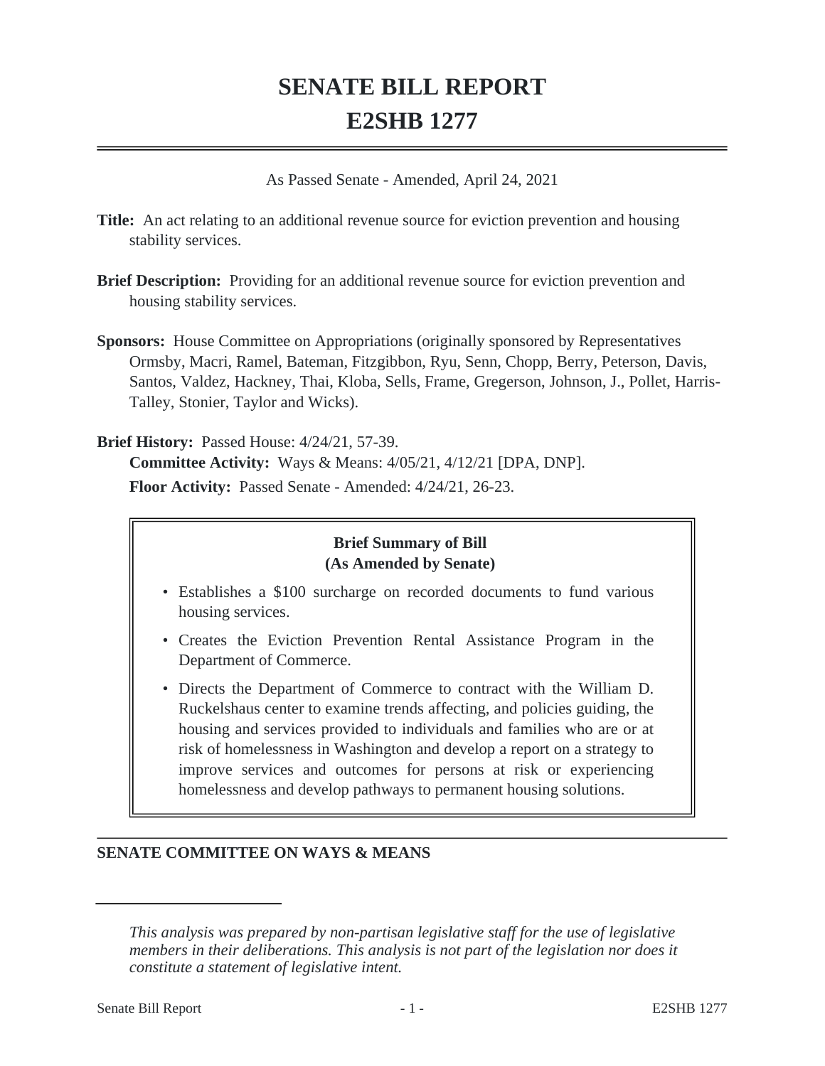# SENATE BILL REPORT
# E2SHB 1277

As Passed Senate - Amended, April 24, 2021

**Title:** An act relating to an additional revenue source for eviction prevention and housing stability services.

**Brief Description:** Providing for an additional revenue source for eviction prevention and housing stability services.

**Sponsors:** House Committee on Appropriations (originally sponsored by Representatives Ormsby, Macri, Ramel, Bateman, Fitzgibbon, Ryu, Senn, Chopp, Berry, Peterson, Davis, Santos, Valdez, Hackney, Thai, Kloba, Sells, Frame, Gregerson, Johnson, J., Pollet, Harris-Talley, Stonier, Taylor and Wicks).

**Brief History:** Passed House: 4/24/21, 57-39.

**Committee Activity:** Ways & Means: 4/05/21, 4/12/21 [DPA, DNP].

**Floor Activity:** Passed Senate - Amended: 4/24/21, 26-23.

**Brief Summary of Bill**
**(As Amended by Senate)**

- Establishes a $100 surcharge on recorded documents to fund various housing services.
- Creates the Eviction Prevention Rental Assistance Program in the Department of Commerce.
- Directs the Department of Commerce to contract with the William D. Ruckelshaus center to examine trends affecting, and policies guiding, the housing and services provided to individuals and families who are or at risk of homelessness in Washington and develop a report on a strategy to improve services and outcomes for persons at risk or experiencing homelessness and develop pathways to permanent housing solutions.

## SENATE COMMITTEE ON WAYS & MEANS

*This analysis was prepared by non-partisan legislative staff for the use of legislative members in their deliberations. This analysis is not part of the legislation nor does it constitute a statement of legislative intent.*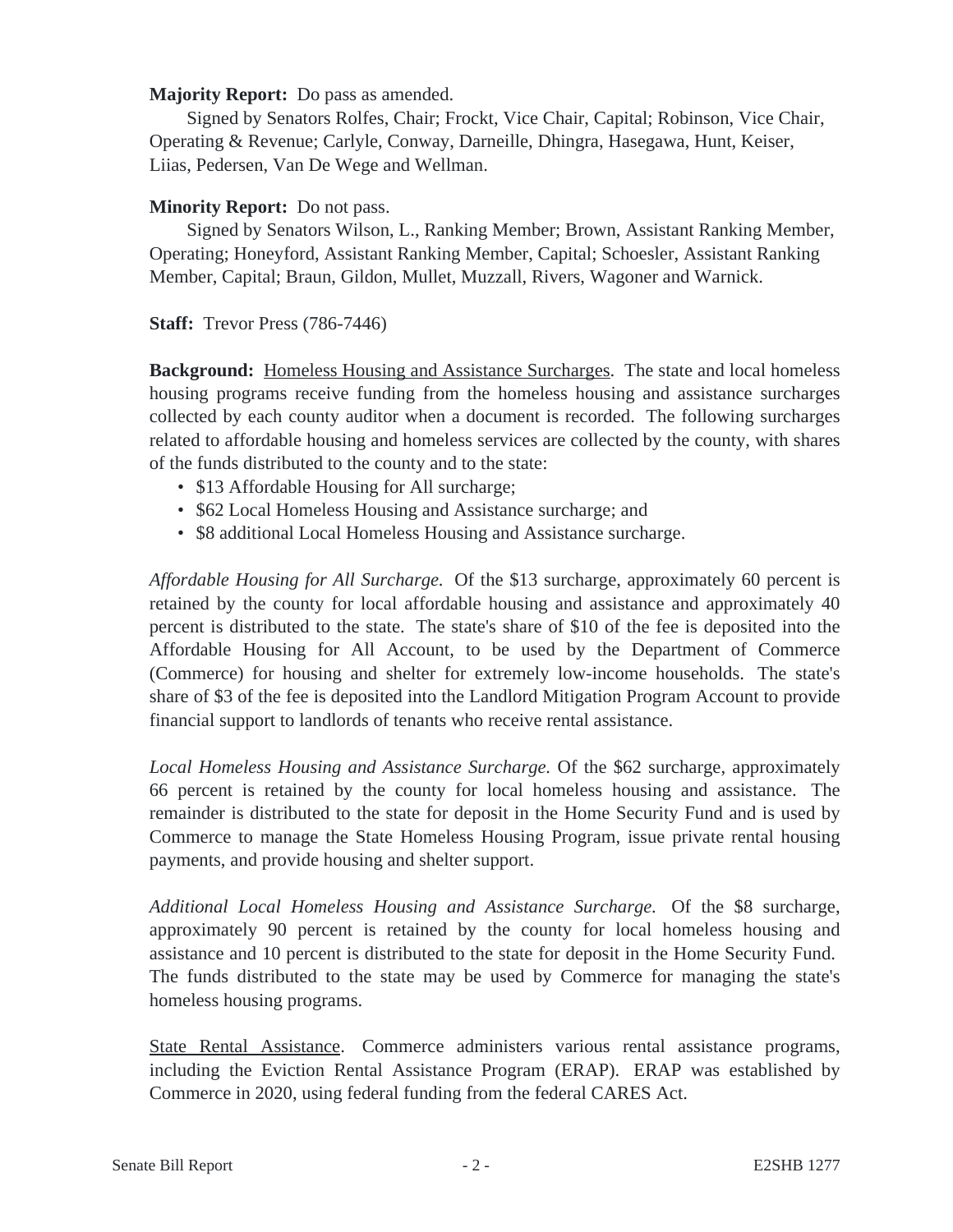**Majority Report:** Do pass as amended.

Signed by Senators Rolfes, Chair; Frockt, Vice Chair, Capital; Robinson, Vice Chair, Operating & Revenue; Carlyle, Conway, Darneille, Dhingra, Hasegawa, Hunt, Keiser, Liias, Pedersen, Van De Wege and Wellman.

**Minority Report:** Do not pass.

Signed by Senators Wilson, L., Ranking Member; Brown, Assistant Ranking Member, Operating; Honeyford, Assistant Ranking Member, Capital; Schoesler, Assistant Ranking Member, Capital; Braun, Gildon, Mullet, Muzzall, Rivers, Wagoner and Warnick.

**Staff:** Trevor Press (786-7446)

**Background:** Homeless Housing and Assistance Surcharges. The state and local homeless housing programs receive funding from the homeless housing and assistance surcharges collected by each county auditor when a document is recorded. The following surcharges related to affordable housing and homeless services are collected by the county, with shares of the funds distributed to the county and to the state:

- $13 Affordable Housing for All surcharge;
- $62 Local Homeless Housing and Assistance surcharge; and
- $8 additional Local Homeless Housing and Assistance surcharge.

*Affordable Housing for All Surcharge.* Of the $13 surcharge, approximately 60 percent is retained by the county for local affordable housing and assistance and approximately 40 percent is distributed to the state. The state's share of $10 of the fee is deposited into the Affordable Housing for All Account, to be used by the Department of Commerce (Commerce) for housing and shelter for extremely low-income households. The state's share of $3 of the fee is deposited into the Landlord Mitigation Program Account to provide financial support to landlords of tenants who receive rental assistance.

*Local Homeless Housing and Assistance Surcharge.* Of the $62 surcharge, approximately 66 percent is retained by the county for local homeless housing and assistance. The remainder is distributed to the state for deposit in the Home Security Fund and is used by Commerce to manage the State Homeless Housing Program, issue private rental housing payments, and provide housing and shelter support.

*Additional Local Homeless Housing and Assistance Surcharge.* Of the $8 surcharge, approximately 90 percent is retained by the county for local homeless housing and assistance and 10 percent is distributed to the state for deposit in the Home Security Fund. The funds distributed to the state may be used by Commerce for managing the state's homeless housing programs.

State Rental Assistance. Commerce administers various rental assistance programs, including the Eviction Rental Assistance Program (ERAP). ERAP was established by Commerce in 2020, using federal funding from the federal CARES Act.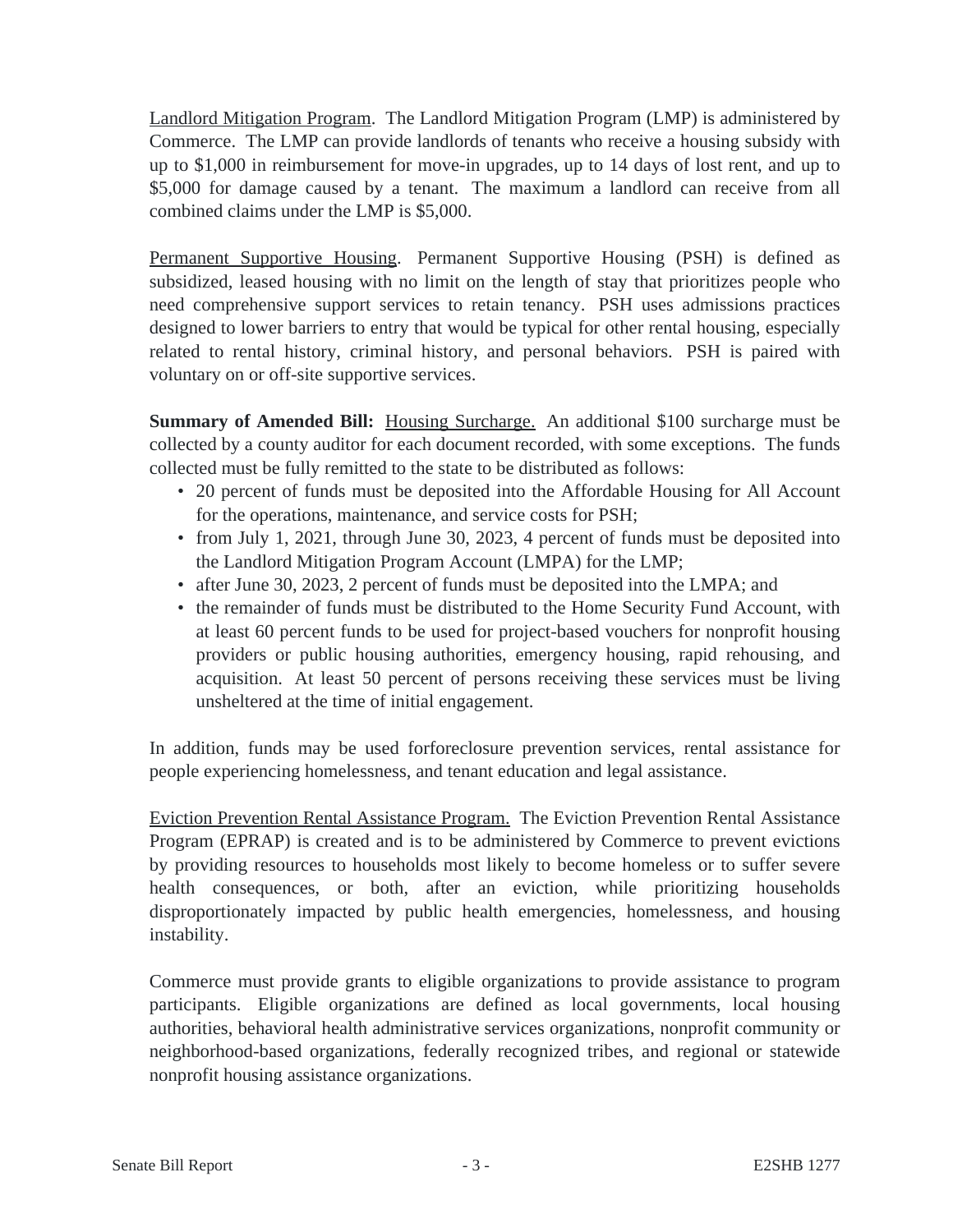Landlord Mitigation Program. The Landlord Mitigation Program (LMP) is administered by Commerce. The LMP can provide landlords of tenants who receive a housing subsidy with up to $1,000 in reimbursement for move-in upgrades, up to 14 days of lost rent, and up to $5,000 for damage caused by a tenant. The maximum a landlord can receive from all combined claims under the LMP is $5,000.

Permanent Supportive Housing. Permanent Supportive Housing (PSH) is defined as subsidized, leased housing with no limit on the length of stay that prioritizes people who need comprehensive support services to retain tenancy. PSH uses admissions practices designed to lower barriers to entry that would be typical for other rental housing, especially related to rental history, criminal history, and personal behaviors. PSH is paired with voluntary on or off-site supportive services.

**Summary of Amended Bill:** Housing Surcharge. An additional $100 surcharge must be collected by a county auditor for each document recorded, with some exceptions. The funds collected must be fully remitted to the state to be distributed as follows:

- 20 percent of funds must be deposited into the Affordable Housing for All Account for the operations, maintenance, and service costs for PSH;
- from July 1, 2021, through June 30, 2023, 4 percent of funds must be deposited into the Landlord Mitigation Program Account (LMPA) for the LMP;
- after June 30, 2023, 2 percent of funds must be deposited into the LMPA; and
- the remainder of funds must be distributed to the Home Security Fund Account, with at least 60 percent funds to be used for project-based vouchers for nonprofit housing providers or public housing authorities, emergency housing, rapid rehousing, and acquisition. At least 50 percent of persons receiving these services must be living unsheltered at the time of initial engagement.

In addition, funds may be used forforeclosure prevention services, rental assistance for people experiencing homelessness, and tenant education and legal assistance.

Eviction Prevention Rental Assistance Program. The Eviction Prevention Rental Assistance Program (EPRAP) is created and is to be administered by Commerce to prevent evictions by providing resources to households most likely to become homeless or to suffer severe health consequences, or both, after an eviction, while prioritizing households disproportionately impacted by public health emergencies, homelessness, and housing instability.

Commerce must provide grants to eligible organizations to provide assistance to program participants. Eligible organizations are defined as local governments, local housing authorities, behavioral health administrative services organizations, nonprofit community or neighborhood-based organizations, federally recognized tribes, and regional or statewide nonprofit housing assistance organizations.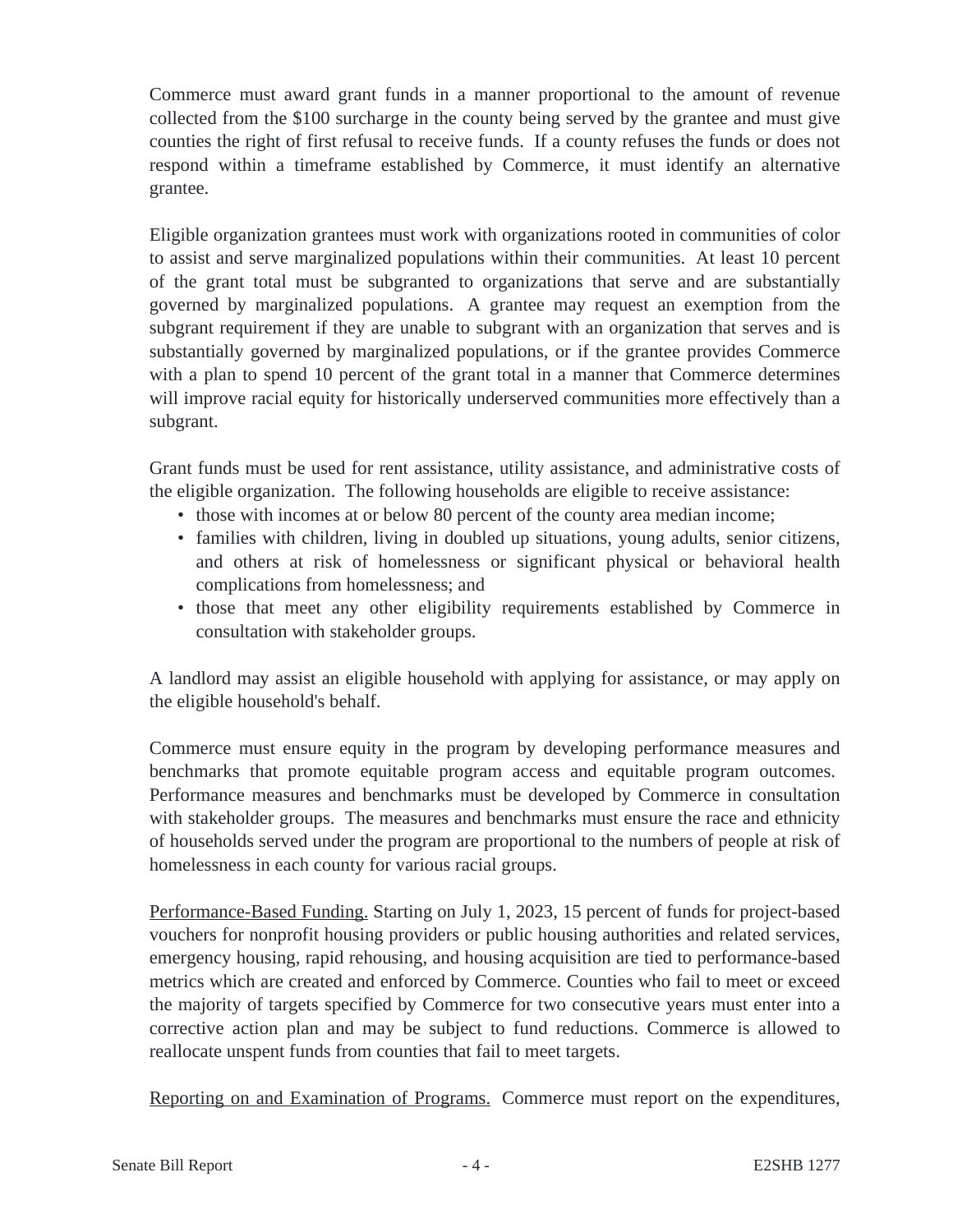Commerce must award grant funds in a manner proportional to the amount of revenue collected from the $100 surcharge in the county being served by the grantee and must give counties the right of first refusal to receive funds. If a county refuses the funds or does not respond within a timeframe established by Commerce, it must identify an alternative grantee.

Eligible organization grantees must work with organizations rooted in communities of color to assist and serve marginalized populations within their communities. At least 10 percent of the grant total must be subgranted to organizations that serve and are substantially governed by marginalized populations. A grantee may request an exemption from the subgrant requirement if they are unable to subgrant with an organization that serves and is substantially governed by marginalized populations, or if the grantee provides Commerce with a plan to spend 10 percent of the grant total in a manner that Commerce determines will improve racial equity for historically underserved communities more effectively than a subgrant.

Grant funds must be used for rent assistance, utility assistance, and administrative costs of the eligible organization. The following households are eligible to receive assistance:

- those with incomes at or below 80 percent of the county area median income;
- families with children, living in doubled up situations, young adults, senior citizens, and others at risk of homelessness or significant physical or behavioral health complications from homelessness; and
- those that meet any other eligibility requirements established by Commerce in consultation with stakeholder groups.

A landlord may assist an eligible household with applying for assistance, or may apply on the eligible household's behalf.

Commerce must ensure equity in the program by developing performance measures and benchmarks that promote equitable program access and equitable program outcomes. Performance measures and benchmarks must be developed by Commerce in consultation with stakeholder groups. The measures and benchmarks must ensure the race and ethnicity of households served under the program are proportional to the numbers of people at risk of homelessness in each county for various racial groups.

Performance-Based Funding. Starting on July 1, 2023, 15 percent of funds for project-based vouchers for nonprofit housing providers or public housing authorities and related services, emergency housing, rapid rehousing, and housing acquisition are tied to performance-based metrics which are created and enforced by Commerce. Counties who fail to meet or exceed the majority of targets specified by Commerce for two consecutive years must enter into a corrective action plan and may be subject to fund reductions. Commerce is allowed to reallocate unspent funds from counties that fail to meet targets.

Reporting on and Examination of Programs. Commerce must report on the expenditures,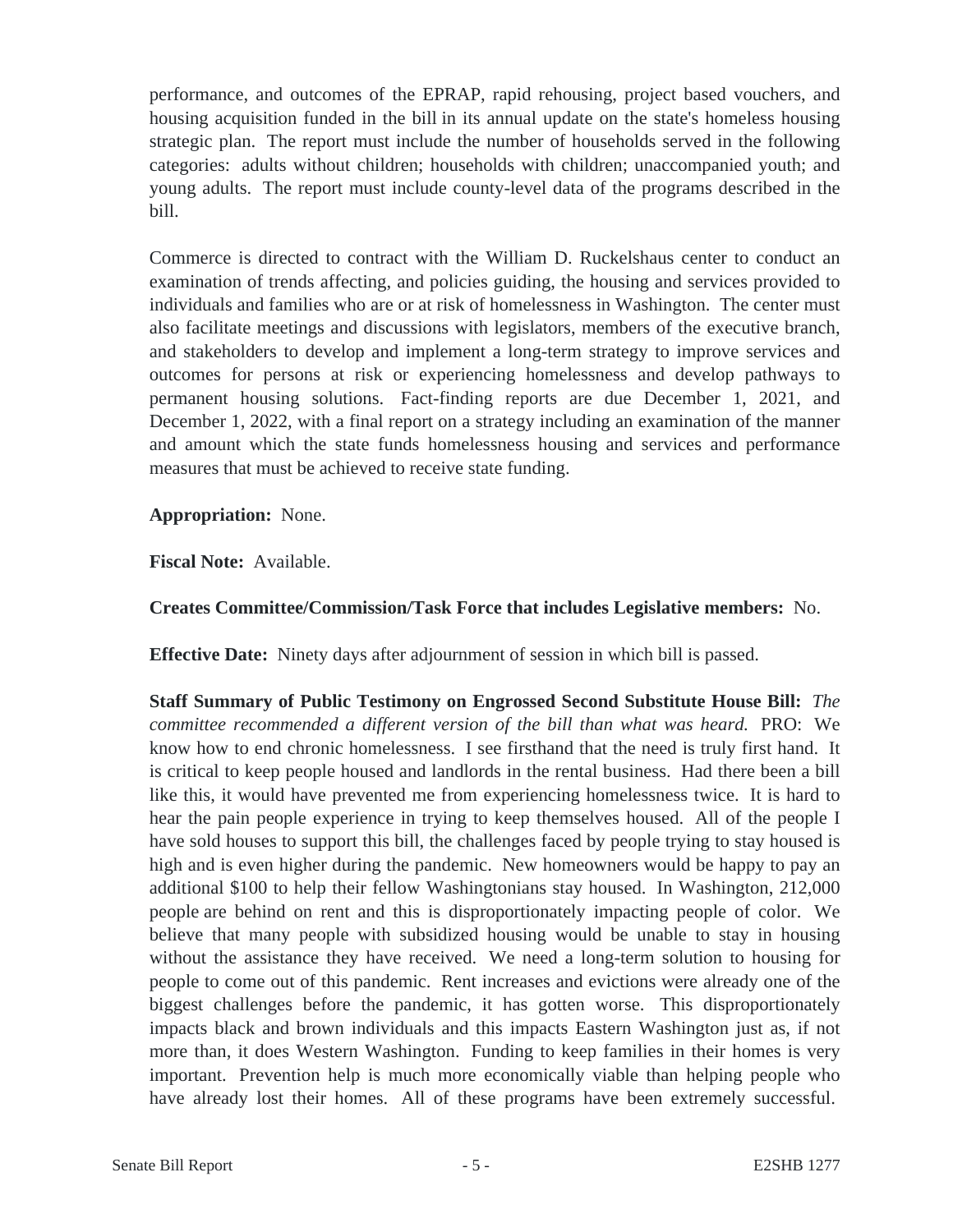performance, and outcomes of the EPRAP, rapid rehousing, project based vouchers, and housing acquisition funded in the bill in its annual update on the state's homeless housing strategic plan. The report must include the number of households served in the following categories: adults without children; households with children; unaccompanied youth; and young adults. The report must include county-level data of the programs described in the bill.

Commerce is directed to contract with the William D. Ruckelshaus center to conduct an examination of trends affecting, and policies guiding, the housing and services provided to individuals and families who are or at risk of homelessness in Washington. The center must also facilitate meetings and discussions with legislators, members of the executive branch, and stakeholders to develop and implement a long-term strategy to improve services and outcomes for persons at risk or experiencing homelessness and develop pathways to permanent housing solutions. Fact-finding reports are due December 1, 2021, and December 1, 2022, with a final report on a strategy including an examination of the manner and amount which the state funds homelessness housing and services and performance measures that must be achieved to receive state funding.

**Appropriation:** None.

**Fiscal Note:** Available.

**Creates Committee/Commission/Task Force that includes Legislative members:** No.

**Effective Date:** Ninety days after adjournment of session in which bill is passed.

**Staff Summary of Public Testimony on Engrossed Second Substitute House Bill:** *The committee recommended a different version of the bill than what was heard.* PRO: We know how to end chronic homelessness. I see firsthand that the need is truly first hand. It is critical to keep people housed and landlords in the rental business. Had there been a bill like this, it would have prevented me from experiencing homelessness twice. It is hard to hear the pain people experience in trying to keep themselves housed. All of the people I have sold houses to support this bill, the challenges faced by people trying to stay housed is high and is even higher during the pandemic. New homeowners would be happy to pay an additional $100 to help their fellow Washingtonians stay housed. In Washington, 212,000 people are behind on rent and this is disproportionately impacting people of color. We believe that many people with subsidized housing would be unable to stay in housing without the assistance they have received. We need a long-term solution to housing for people to come out of this pandemic. Rent increases and evictions were already one of the biggest challenges before the pandemic, it has gotten worse. This disproportionately impacts black and brown individuals and this impacts Eastern Washington just as, if not more than, it does Western Washington. Funding to keep families in their homes is very important. Prevention help is much more economically viable than helping people who have already lost their homes. All of these programs have been extremely successful.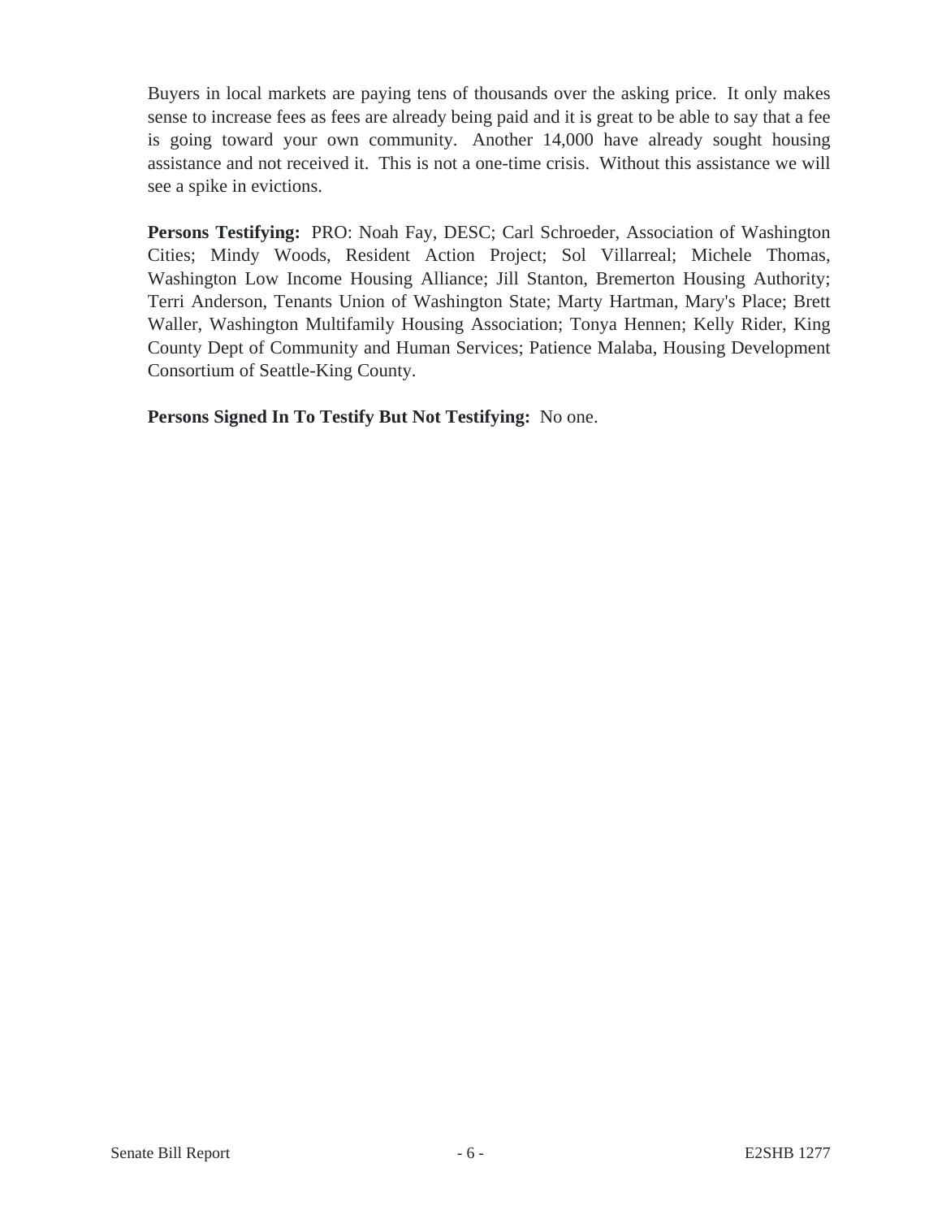Buyers in local markets are paying tens of thousands over the asking price. It only makes sense to increase fees as fees are already being paid and it is great to be able to say that a fee is going toward your own community. Another 14,000 have already sought housing assistance and not received it. This is not a one-time crisis. Without this assistance we will see a spike in evictions.

**Persons Testifying:** PRO: Noah Fay, DESC; Carl Schroeder, Association of Washington Cities; Mindy Woods, Resident Action Project; Sol Villarreal; Michele Thomas, Washington Low Income Housing Alliance; Jill Stanton, Bremerton Housing Authority; Terri Anderson, Tenants Union of Washington State; Marty Hartman, Mary's Place; Brett Waller, Washington Multifamily Housing Association; Tonya Hennen; Kelly Rider, King County Dept of Community and Human Services; Patience Malaba, Housing Development Consortium of Seattle-King County.

**Persons Signed In To Testify But Not Testifying:** No one.